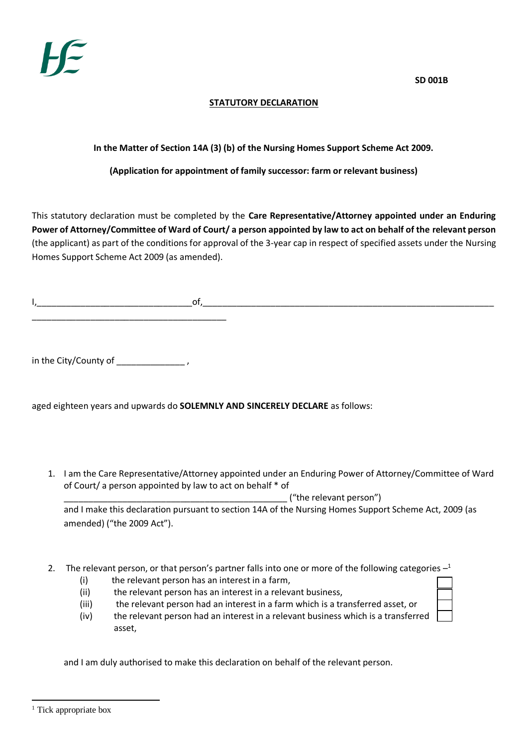SD 001B

## STATUTORY DECLARATION

**In the Matter of Section 14A (3) (b) of the Nursing Homes Support Scheme Act 2009.**

**(Application for appointment of family successor: farm or relevant business)**

This statutory declaration must be completed by the **Care Representative/Attorney appointed under an Enduring Power of Attorney/Committee of Ward of Court/ a person appointed by law to act on behalf of the relevant person** (the applicant) as part of the conditions for approval of the 3-year cap in respect of specified assets under the Nursing Homes Support Scheme Act 2009 (as amended).

I,_______________________________of,______________________________________________________________ ________________________________________

in the City/County of _____________ ,

aged eighteen years and upwards do **SOLEMNLY AND SINCERELY DECLARE** as follows:

1. I am the Care Representative/Attorney appointed under an Enduring Power of Attorney/Committee of Ward of Court/ a person appointed by law to act on behalf * of _______________________________________________ ("the relevant person") and I make this declaration pursuant to section 14A of the Nursing Homes Support Scheme Act, 2009 (as amended) ("the 2009 Act").

2. The relevant person, or that person's partner falls into one or more of the following categories –[1]
   - (i) the relevant person has an interest in a farm, ☐
   - (ii) the relevant person has an interest in a relevant business, ☐
   - (iii) the relevant person had an interest in a farm which is a transferred asset, or ☐
   - (iv) the relevant person had an interest in a relevant business which is a transferred asset, ☐

   and I am duly authorised to make this declaration on behalf of the relevant person.

[1] Tick appropriate box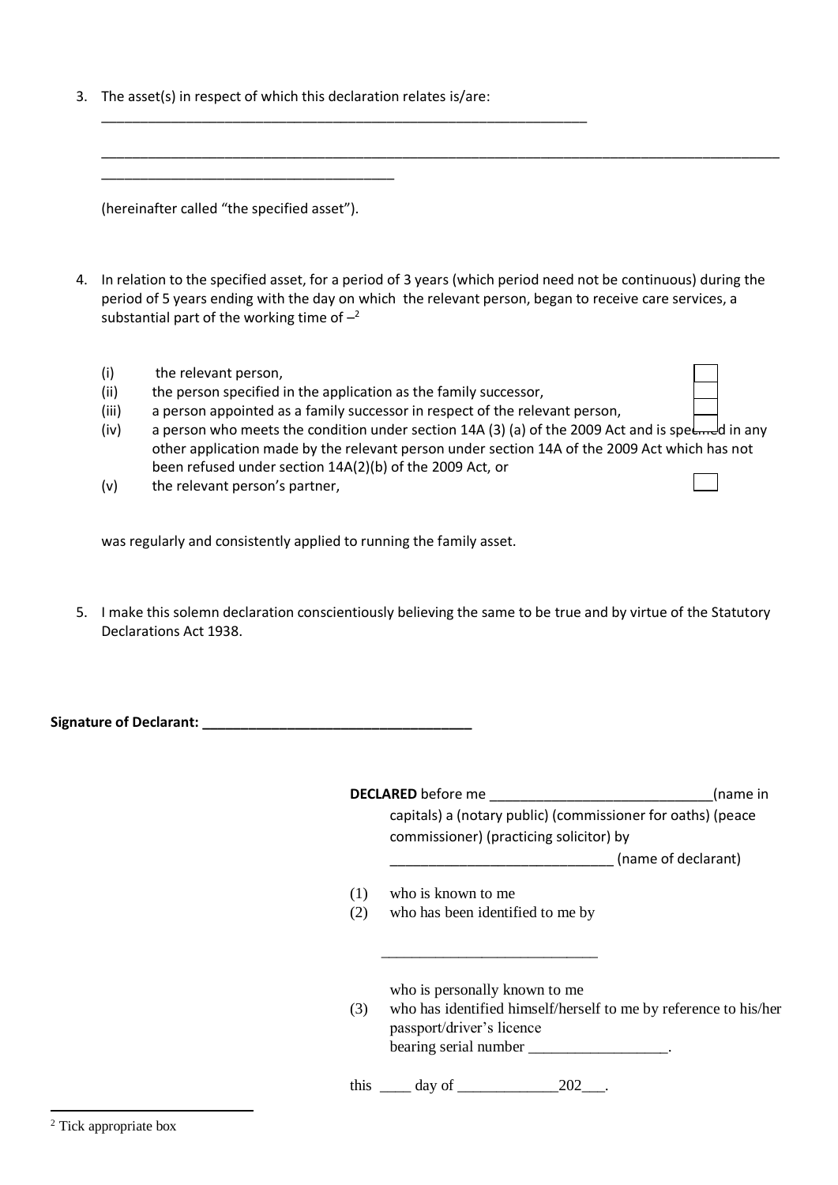3. The asset(s) in respect of which this declaration relates is/are:

   ________________________________________________________________

   ________________________________________________________________________________________________

   ______________________________________

   (hereinafter called "the specified asset").

4. In relation to the specified asset, for a period of 3 years (which period need not be continuous) during the period of 5 years ending with the day on which the relevant person, began to receive care services, a substantial part of the working time of –[2]

   (i) the relevant person, ☐
   (ii) the person specified in the application as the family successor, ☐
   (iii) a person appointed as a family successor in respect of the relevant person, ☐
   (iv) a person who meets the condition under section 14A (3) (a) of the 2009 Act and is specified in any other application made by the relevant person under section 14A of the 2009 Act which has not been refused under section 14A(2)(b) of the 2009 Act, or
   (v) the relevant person's partner, ☐

   was regularly and consistently applied to running the family asset.

5. I make this solemn declaration conscientiously believing the same to be true and by virtue of the Statutory Declarations Act 1938.

**Signature of Declarant: ___________________________________**

**DECLARED** before me _____________________________(name in capitals) a (notary public) (commissioner for oaths) (peace commissioner) (practicing solicitor) by _____________________________ (name of declarant)

(1) who is known to me

(2) who has been identified to me by

____________________________

who is personally known to me

(3) who has identified himself/herself to me by reference to his/her passport/driver's licence bearing serial number __________________.

this ____ day of _____________202___.

[2] Tick appropriate box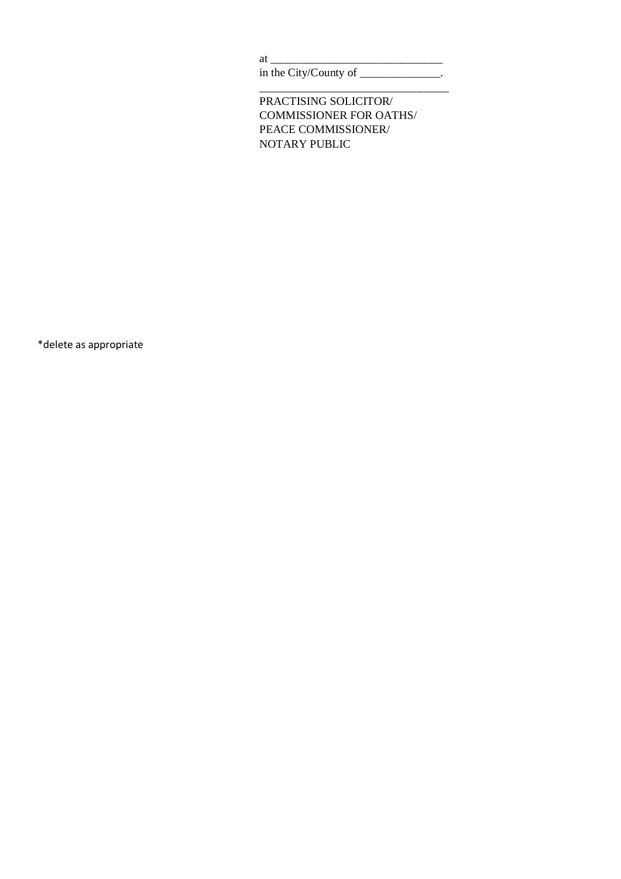at ______________________________
in the City/County of ______________.

_________________________________
PRACTISING SOLICITOR/
COMMISSIONER FOR OATHS/
PEACE COMMISSIONER/
NOTARY PUBLIC

*delete as appropriate